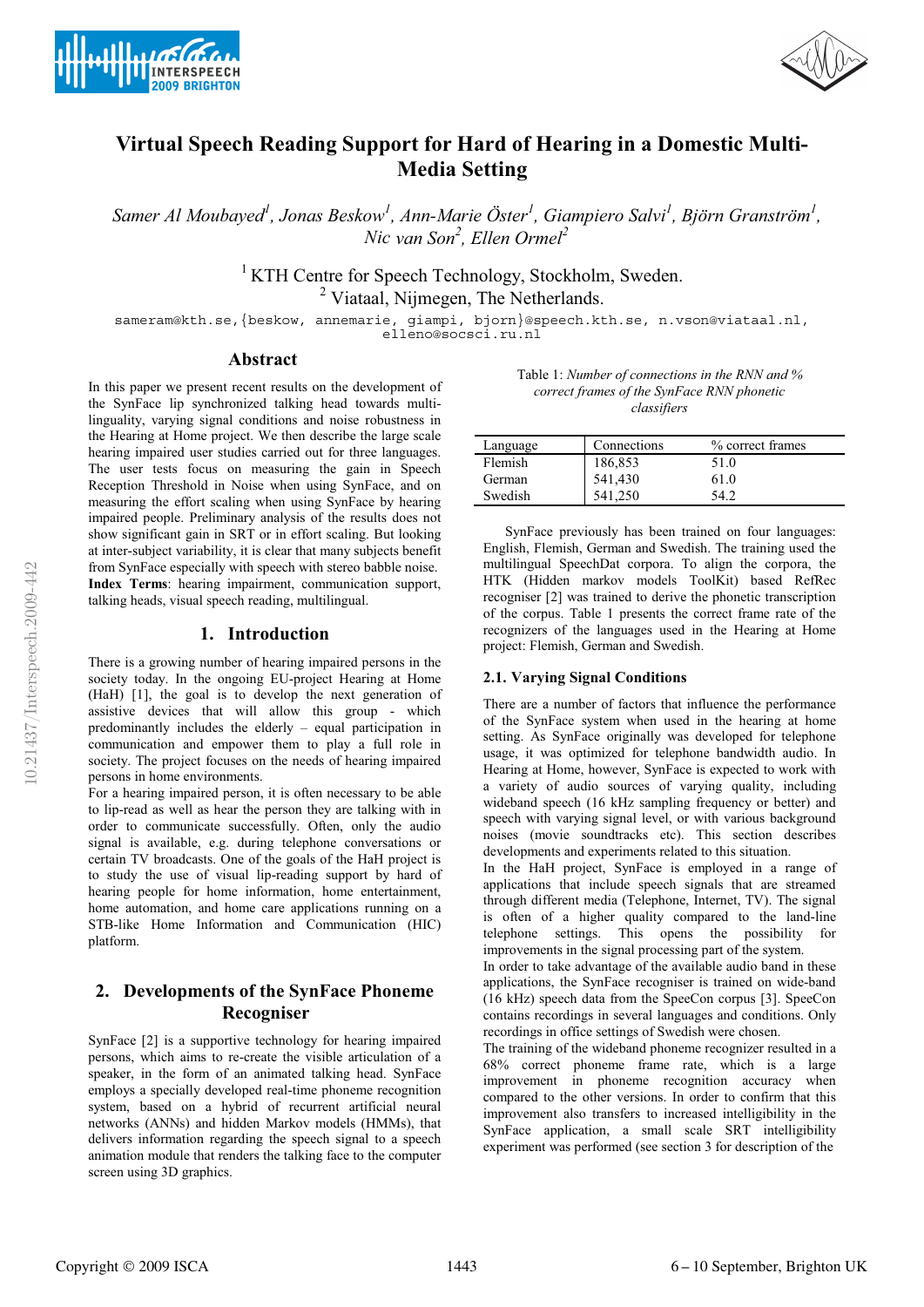# Virtual Speech Reading Support for Hard of Hearing in a Domestic Multi-Media Setting

*Samer Al Moubayed[1], Jonas Beskow[1], Ann-Marie Öster[1], Giampiero Salvi[1], Björn Granström[1], Nic van Son[2], Ellen Ormel[2]*

[1] KTH Centre for Speech Technology, Stockholm, Sweden.
[2] Viataal, Nijmegen, The Netherlands.

sameram@kth.se,{beskow, annemarie, giampi, bjorn}@speech.kth.se, n.vson@viataal.nl, elleno@socsci.ru.nl

## Abstract

In this paper we present recent results on the development of the SynFace lip synchronized talking head towards multi-linguality, varying signal conditions and noise robustness in the Hearing at Home project. We then describe the large scale hearing impaired user studies carried out for three languages. The user tests focus on measuring the gain in Speech Reception Threshold in Noise when using SynFace, and on measuring the effort scaling when using SynFace by hearing impaired people. Preliminary analysis of the results does not show significant gain in SRT or in effort scaling. But looking at inter-subject variability, it is clear that many subjects benefit from SynFace especially with speech with stereo babble noise.

**Index Terms**: hearing impairment, communication support, talking heads, visual speech reading, multilingual.

## 1. Introduction

There is a growing number of hearing impaired persons in the society today. In the ongoing EU-project Hearing at Home (HaH) [1], the goal is to develop the next generation of assistive devices that will allow this group - which predominantly includes the elderly – equal participation in communication and empower them to play a full role in society. The project focuses on the needs of hearing impaired persons in home environments.

For a hearing impaired person, it is often necessary to be able to lip-read as well as hear the person they are talking with in order to communicate successfully. Often, only the audio signal is available, e.g. during telephone conversations or certain TV broadcasts. One of the goals of the HaH project is to study the use of visual lip-reading support by hard of hearing people for home information, home entertainment, home automation, and home care applications running on a STB-like Home Information and Communication (HIC) platform.

## 2. Developments of the SynFace Phoneme Recogniser

SynFace [2] is a supportive technology for hearing impaired persons, which aims to re-create the visible articulation of a speaker, in the form of an animated talking head. SynFace employs a specially developed real-time phoneme recognition system, based on a hybrid of recurrent artificial neural networks (ANNs) and hidden Markov models (HMMs), that delivers information regarding the speech signal to a speech animation module that renders the talking face to the computer screen using 3D graphics.

Table 1: *Number of connections in the RNN and % correct frames of the SynFace RNN phonetic classifiers*

| Language | Connections | % correct frames |
|---|---|---|
| Flemish | 186,853 | 51.0 |
| German | 541,430 | 61.0 |
| Swedish | 541,250 | 54.2 |

SynFace previously has been trained on four languages: English, Flemish, German and Swedish. The training used the multilingual SpeechDat corpora. To align the corpora, the HTK (Hidden markov models ToolKit) based RefRec recogniser [2] was trained to derive the phonetic transcription of the corpus. Table 1 presents the correct frame rate of the recognizers of the languages used in the Hearing at Home project: Flemish, German and Swedish.

### 2.1. Varying Signal Conditions

There are a number of factors that influence the performance of the SynFace system when used in the hearing at home setting. As SynFace originally was developed for telephone usage, it was optimized for telephone bandwidth audio. In Hearing at Home, however, SynFace is expected to work with a variety of audio sources of varying quality, including wideband speech (16 kHz sampling frequency or better) and speech with varying signal level, or with various background noises (movie soundtracks etc). This section describes developments and experiments related to this situation.

In the HaH project, SynFace is employed in a range of applications that include speech signals that are streamed through different media (Telephone, Internet, TV). The signal is often of a higher quality compared to the land-line telephone settings. This opens the possibility for improvements in the signal processing part of the system.

In order to take advantage of the available audio band in these applications, the SynFace recogniser is trained on wide-band (16 kHz) speech data from the SpeeCon corpus [3]. SpeeCon contains recordings in several languages and conditions. Only recordings in office settings of Swedish were chosen.

The training of the wideband phoneme recognizer resulted in a 68% correct phoneme frame rate, which is a large improvement in phoneme recognition accuracy when compared to the other versions. In order to confirm that this improvement also transfers to increased intelligibility in the SynFace application, a small scale SRT intelligibility experiment was performed (see section 3 for description of the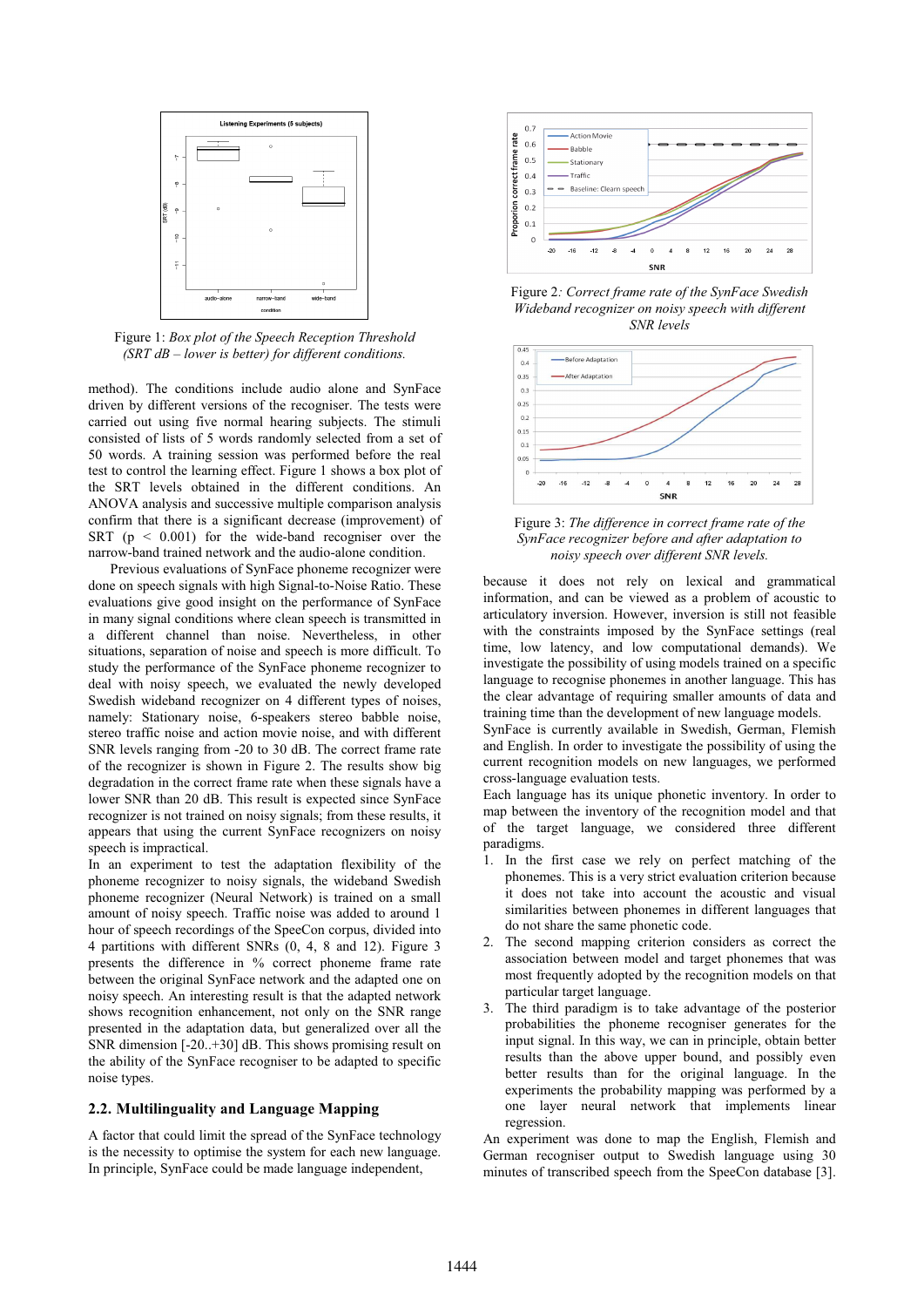Figure 1: *Box plot of the Speech Reception Threshold (SRT dB – lower is better) for different conditions.*

method). The conditions include audio alone and SynFace driven by different versions of the recogniser. The tests were carried out using five normal hearing subjects. The stimuli consisted of lists of 5 words randomly selected from a set of 50 words. A training session was performed before the real test to control the learning effect. Figure 1 shows a box plot of the SRT levels obtained in the different conditions. An ANOVA analysis and successive multiple comparison analysis confirm that there is a significant decrease (improvement) of SRT ($p < 0.001$) for the wide-band recogniser over the narrow-band trained network and the audio-alone condition.

Previous evaluations of SynFace phoneme recognizer were done on speech signals with high Signal-to-Noise Ratio. These evaluations give good insight on the performance of SynFace in many signal conditions where clean speech is transmitted in a different channel than noise. Nevertheless, in other situations, separation of noise and speech is more difficult. To study the performance of the SynFace phoneme recognizer to deal with noisy speech, we evaluated the newly developed Swedish wideband recognizer on 4 different types of noises, namely: Stationary noise, 6-speakers stereo babble noise, stereo traffic noise and action movie noise, and with different SNR levels ranging from -20 to 30 dB. The correct frame rate of the recognizer is shown in Figure 2. The results show big degradation in the correct frame rate when these signals have a lower SNR than 20 dB. This result is expected since SynFace recognizer is not trained on noisy signals; from these results, it appears that using the current SynFace recognizers on noisy speech is impractical.

In an experiment to test the adaptation flexibility of the phoneme recognizer to noisy signals, the wideband Swedish phoneme recognizer (Neural Network) is trained on a small amount of noisy speech. Traffic noise was added to around 1 hour of speech recordings of the SpeeCon corpus, divided into 4 partitions with different SNRs (0, 4, 8 and 12). Figure 3 presents the difference in % correct phoneme frame rate between the original SynFace network and the adapted one on noisy speech. An interesting result is that the adapted network shows recognition enhancement, not only on the SNR range presented in the adaptation data, but generalized over all the SNR dimension [-20..+30] dB. This shows promising result on the ability of the SynFace recogniser to be adapted to specific noise types.

## 2.2. Multilinguality and Language Mapping

A factor that could limit the spread of the SynFace technology is the necessity to optimise the system for each new language. In principle, SynFace could be made language independent,

Figure 2*: Correct frame rate of the SynFace Swedish Wideband recognizer on noisy speech with different SNR levels*

Figure 3: *The difference in correct frame rate of the SynFace recognizer before and after adaptation to noisy speech over different SNR levels.*

because it does not rely on lexical and grammatical information, and can be viewed as a problem of acoustic to articulatory inversion. However, inversion is still not feasible with the constraints imposed by the SynFace settings (real time, low latency, and low computational demands). We investigate the possibility of using models trained on a specific language to recognise phonemes in another language. This has the clear advantage of requiring smaller amounts of data and training time than the development of new language models. SynFace is currently available in Swedish, German, Flemish and English. In order to investigate the possibility of using the current recognition models on new languages, we performed cross-language evaluation tests.

Each language has its unique phonetic inventory. In order to map between the inventory of the recognition model and that of the target language, we considered three different paradigms.

1. In the first case we rely on perfect matching of the phonemes. This is a very strict evaluation criterion because it does not take into account the acoustic and visual similarities between phonemes in different languages that do not share the same phonetic code.
2. The second mapping criterion considers as correct the association between model and target phonemes that was most frequently adopted by the recognition models on that particular target language.
3. The third paradigm is to take advantage of the posterior probabilities the phoneme recognizer generates for the input signal. In this way, we can in principle, obtain better results than the above upper bound, and possibly even better results than for the original language. In the experiments the probability mapping was performed by a one layer neural network that implements linear regression.

An experiment was done to map the English, Flemish and German recognizer output to Swedish language using 30 minutes of transcribed speech from the SpeeCon database [3].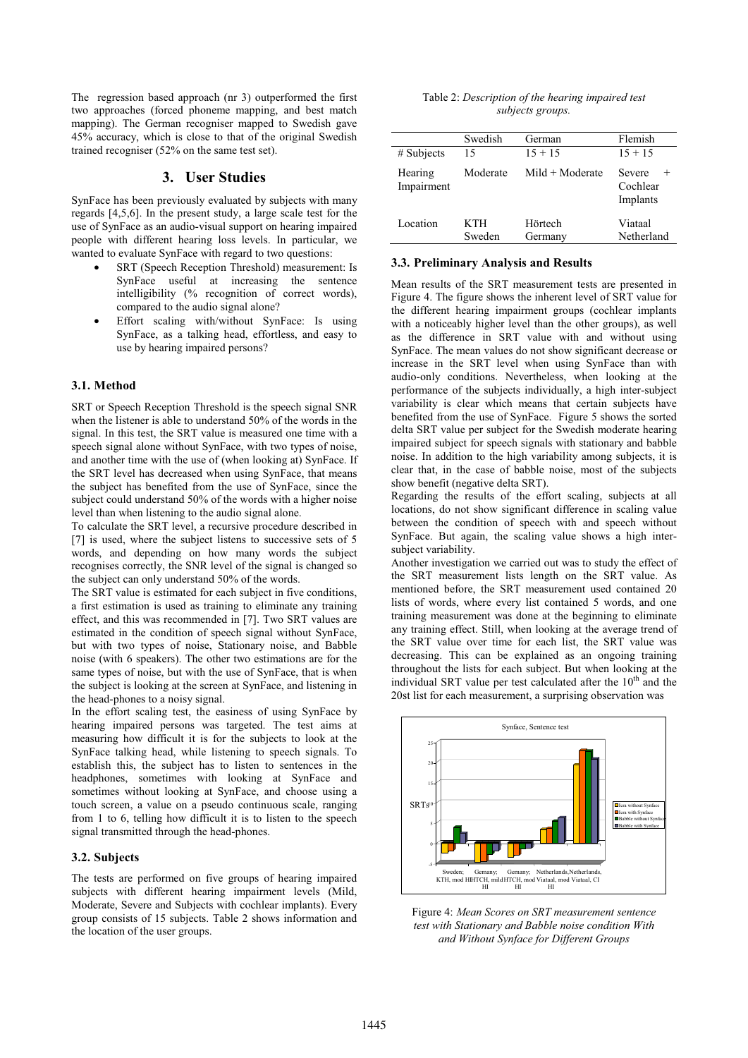The regression based approach (nr 3) outperformed the first two approaches (forced phoneme mapping, and best match mapping). The German recogniser mapped to Swedish gave 45% accuracy, which is close to that of the original Swedish trained recogniser (52% on the same test set).

## 3. User Studies

SynFace has been previously evaluated by subjects with many regards [4,5,6]. In the present study, a large scale test for the use of SynFace as an audio-visual support on hearing impaired people with different hearing loss levels. In particular, we wanted to evaluate SynFace with regard to two questions:

- SRT (Speech Reception Threshold) measurement: Is SynFace useful at increasing the sentence intelligibility (% recognition of correct words), compared to the audio signal alone?
- Effort scaling with/without SynFace: Is using SynFace, as a talking head, effortless, and easy to use by hearing impaired persons?

### 3.1. Method

SRT or Speech Reception Threshold is the speech signal SNR when the listener is able to understand 50% of the words in the signal. In this test, the SRT value is measured one time with a speech signal alone without SynFace, with two types of noise, and another time with the use of (when looking at) SynFace. If the SRT level has decreased when using SynFace, that means the subject has benefited from the use of SynFace, since the subject could understand 50% of the words with a higher noise level than when listening to the audio signal alone.

To calculate the SRT level, a recursive procedure described in [7] is used, where the subject listens to successive sets of 5 words, and depending on how many words the subject recognises correctly, the SNR level of the signal is changed so the subject can only understand 50% of the words.

The SRT value is estimated for each subject in five conditions, a first estimation is used as training to eliminate any training effect, and this was recommended in [7]. Two SRT values are estimated in the condition of speech signal without SynFace, but with two types of noise, Stationary noise, and Babble noise (with 6 speakers). The other two estimations are for the same types of noise, but with the use of SynFace, that is when the subject is looking at the screen at SynFace, and listening in the head-phones to a noisy signal.

In the effort scaling test, the easiness of using SynFace by hearing impaired persons was targeted. The test aims at measuring how difficult it is for the subjects to look at the SynFace talking head, while listening to speech signals. To establish this, the subject has to listen to sentences in the headphones, sometimes with looking at SynFace and sometimes without looking at SynFace, and choose using a touch screen, a value on a pseudo continuous scale, ranging from 1 to 6, telling how difficult it is to listen to the speech signal transmitted through the head-phones.

### 3.2. Subjects

The tests are performed on five groups of hearing impaired subjects with different hearing impairment levels (Mild, Moderate, Severe and Subjects with cochlear implants). Every group consists of 15 subjects. Table 2 shows information and the location of the user groups.

Table 2: *Description of the hearing impaired test subjects groups.*

| | Swedish | German | Flemish |
|---|---|---|---|
| # Subjects | 15 | 15 + 15 | 15 + 15 |
| Hearing Impairment | Moderate | Mild + Moderate | Severe + Cochlear Implants |
| Location | KTH Sweden | Hörtech Germany | Viataal Netherland |

### 3.3. Preliminary Analysis and Results

Mean results of the SRT measurement tests are presented in Figure 4. The figure shows the inherent level of SRT value for the different hearing impairment groups (cochlear implants with a noticeably higher level than the other groups), as well as the difference in SRT value with and without using SynFace. The mean values do not show significant decrease or increase in the SRT level when using SynFace than with audio-only conditions. Nevertheless, when looking at the performance of the subjects individually, a high inter-subject variability is clear which means that certain subjects have benefited from the use of SynFace. Figure 5 shows the sorted delta SRT value per subject for the Swedish moderate hearing impaired subject for speech signals with stationary and babble noise. In addition to the high variability among subjects, it is clear that, in the case of babble noise, most of the subjects show benefit (negative delta SRT).

Regarding the results of the effort scaling, subjects at all locations, do not show significant difference in scaling value between the condition of speech with and speech without SynFace. But again, the scaling value shows a high inter-subject variability.

Another investigation we carried out was to study the effect of the SRT measurement lists length on the SRT value. As mentioned before, the SRT measurement used contained 20 lists of words, where every list contained 5 words, and one training measurement was done at the beginning to eliminate any training effect. Still, when looking at the average trend of the SRT value over time for each list, the SRT value was decreasing. This can be explained as an ongoing training throughout the lists for each subject. But when looking at the individual SRT value per test calculated after the 10[th] and the 20st list for each measurement, a surprising observation was

Figure 4: *Mean Scores on SRT measurement sentence test with Stationary and Babble noise condition With and Without Synface for Different Groups*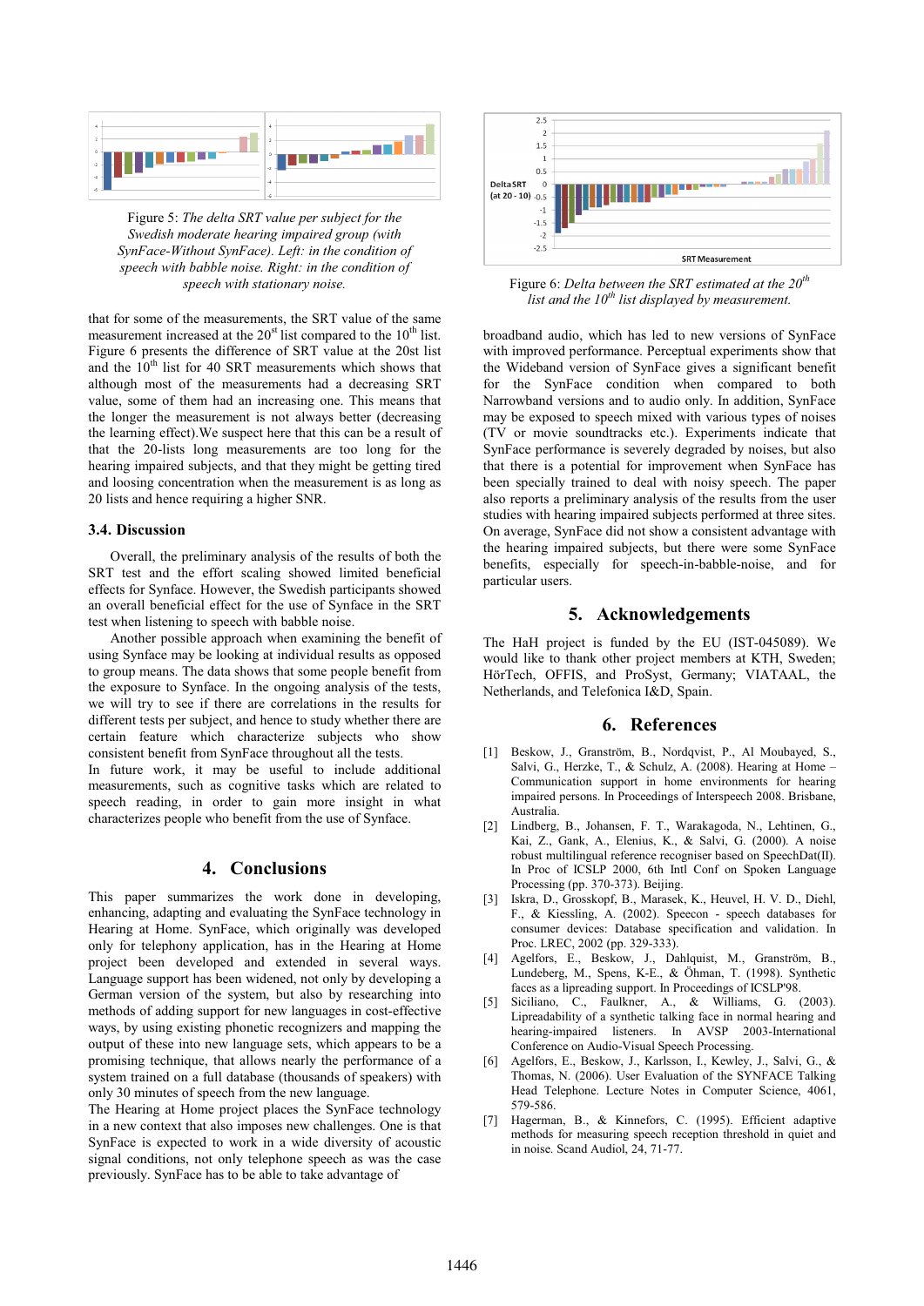4
2
0
-2
-4
-6

2
0
-2
-4
-6

Figure 5: *The delta SRT value per subject for the Swedish moderate hearing impaired group (with SynFace-Without SynFace). Left: in the condition of speech with babble noise. Right: in the condition of speech with stationary noise.*

2.5
2
1.5
1
0.5
Delta SRT (at 20 - 10)
0
-0.5
-1
-1.5
-2
-2.5
SRT Measurement

Figure 6: *Delta between the SRT estimated at the 20th list and the 10th list displayed by measurement.*

that for some of the measurements, the SRT value of the same measurement increased at the 20st list compared to the 10th list. Figure 6 presents the difference of SRT value at the 20st list and the 10th list for 40 SRT measurements which shows that although most of the measurements had a decreasing SRT value, some of them had an increasing one. This means that the longer the measurement is not always better (decreasing the learning effect).We suspect here that this can be a result of that the 20-lists long measurements are too long for the hearing impaired subjects, and that they might be getting tired and loosing concentration when the measurement is as long as 20 lists and hence requiring a higher SNR.

### 3.4. Discussion

Overall, the preliminary analysis of the results of both the SRT test and the effort scaling showed limited beneficial effects for Synface. However, the Swedish participants showed an overall beneficial effect for the use of Synface in the SRT test when listening to speech with babble noise.

Another possible approach when examining the benefit of using Synface may be looking at individual results as opposed to group means. The data shows that some people benefit from the exposure to Synface. In the ongoing analysis of the tests, we will try to see if there are correlations in the results for different tests per subject, and hence to study whether there are certain feature which characterize subjects who show consistent benefit from SynFace throughout all the tests.

In future work, it may be useful to include additional measurements, such as cognitive tasks which are related to speech reading, in order to gain more insight in what characterizes people who benefit from the use of Synface.

## 4. Conclusions

This paper summarizes the work done in developing, enhancing, adapting and evaluating the SynFace technology in Hearing at Home. SynFace, which originally was developed only for telephony application, has in the Hearing at Home project been developed and extended in several ways. Language support has been widened, not only by developing a German version of the system, but also by researching into methods of adding support for new languages in cost-effective ways, by using existing phonetic recognizers and mapping the output of these into new language sets, which appears to be a promising technique, that allows nearly the performance of a system trained on a full database (thousands of speakers) with only 30 minutes of speech from the new language.

The Hearing at Home project places the SynFace technology in a new context that also imposes new challenges. One is that SynFace is expected to work in a wide diversity of acoustic signal conditions, not only telephone speech as was the case previously. SynFace has to be able to take advantage of broadband audio, which has led to new versions of SynFace with improved performance. Perceptual experiments show that the Wideband version of SynFace gives a significant benefit for the SynFace condition when compared to both Narrowband versions and to audio only. In addition, SynFace may be exposed to speech mixed with various types of noises (TV or movie soundtracks etc.). Experiments indicate that SynFace performance is severely degraded by noises, but also that there is a potential for improvement when SynFace has been specially trained to deal with noisy speech. The paper also reports a preliminary analysis of the results from the user studies with hearing impaired subjects performed at three sites. On average, SynFace did not show a consistent advantage with the hearing impaired subjects, but there were some SynFace benefits, especially for speech-in-babble-noise, and for particular users.

## 5. Acknowledgements

The HaH project is funded by the EU (IST-045089). We would like to thank other project members at KTH, Sweden; HörTech, OFFIS, and ProSyst, Germany; VIATAAL, the Netherlands, and Telefonica I&D, Spain.

## 6. References

[1] Beskow, J., Granström, B., Nordqvist, P., Al Moubayed, S., Salvi, G., Herzke, T., & Schulz, A. (2008). Hearing at Home – Communication support in home environments for hearing impaired persons. In Proceedings of Interspeech 2008. Brisbane, Australia.

[2] Lindberg, B., Johansen, F. T., Warakagoda, N., Lehtinen, G., Kai, Z., Gank, A., Elenius, K., & Salvi, G. (2000). A noise robust multilingual reference recogniser based on SpeechDat(II). In Proc of ICSLP 2000, 6th Intl Conf on Spoken Language Processing (pp. 370-373). Beijing.

[3] Iskra, D., Grosskopf, B., Marasek, K., Heuvel, H. V. D., Diehl, F., & Kiessling, A. (2002). Speecon - speech databases for consumer devices: Database specification and validation. In Proc. LREC, 2002 (pp. 329-333).

[4] Agelfors, E., Beskow, J., Dahlquist, M., Granström, B., Lundeberg, M., Spens, K-E., & Öhman, T. (1998). Synthetic faces as a lipreading support. In Proceedings of ICSLP'98.

[5] Siciliano, C., Faulkner, A., & Williams, G. (2003). Lipreadability of a synthetic talking face in normal hearing and hearing-impaired listeners. In AVSP 2003-International Conference on Audio-Visual Speech Processing.

[6] Agelfors, E., Beskow, J., Karlsson, I., Kewley, J., Salvi, G., & Thomas, N. (2006). User Evaluation of the SYNFACE Talking Head Telephone. Lecture Notes in Computer Science, 4061, 579-586.

[7] Hagerman, B., & Kinnefors, C. (1995). Efficient adaptive methods for measuring speech reception threshold in quiet and in noise. Scand Audiol, 24, 71-77.